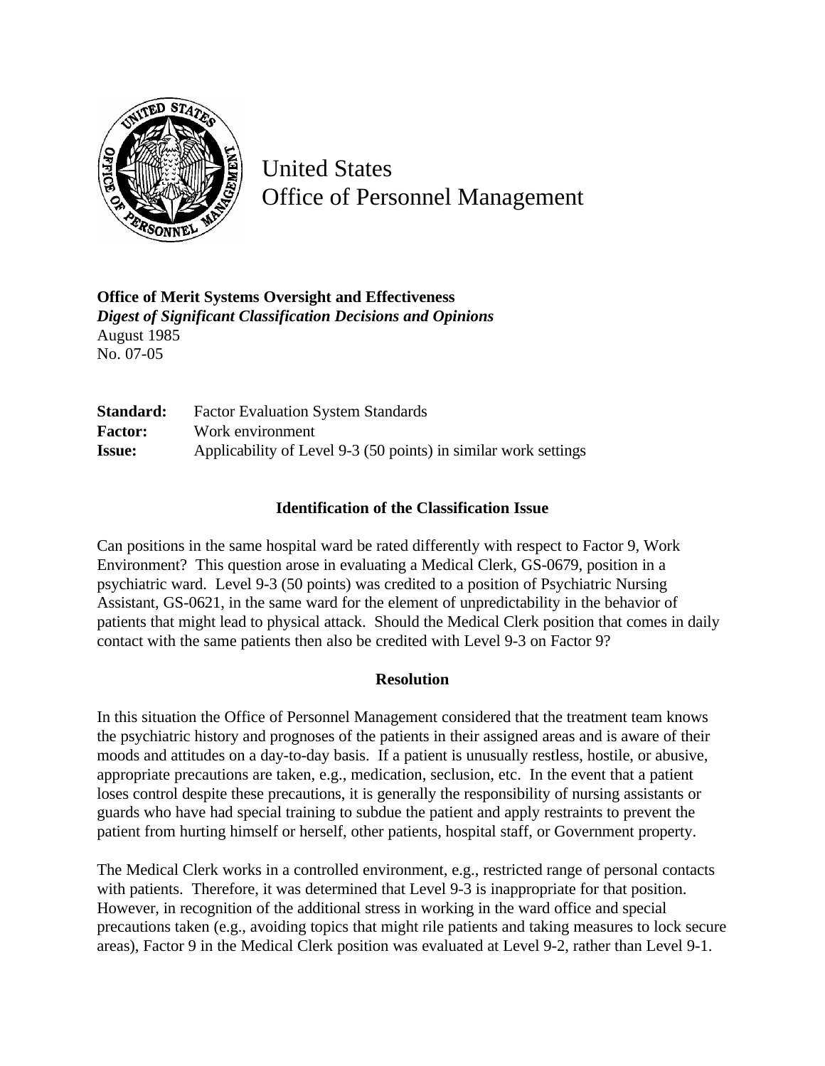# United States Office of Personnel Management

**Office of Merit Systems Oversight and Effectiveness**
***Digest of Significant Classification Decisions and Opinions***
August 1985
No. 07-05

| | |
|---|---|
| **Standard:** | Factor Evaluation System Standards |
| **Factor:** | Work environment |
| **Issue:** | Applicability of Level 9-3 (50 points) in similar work settings |

### Identification of the Classification Issue

Can positions in the same hospital ward be rated differently with respect to Factor 9, Work Environment? This question arose in evaluating a Medical Clerk, GS-0679, position in a psychiatric ward. Level 9-3 (50 points) was credited to a position of Psychiatric Nursing Assistant, GS-0621, in the same ward for the element of unpredictability in the behavior of patients that might lead to physical attack. Should the Medical Clerk position that comes in daily contact with the same patients then also be credited with Level 9-3 on Factor 9?

### Resolution

In this situation the Office of Personnel Management considered that the treatment team knows the psychiatric history and prognoses of the patients in their assigned areas and is aware of their moods and attitudes on a day-to-day basis. If a patient is unusually restless, hostile, or abusive, appropriate precautions are taken, e.g., medication, seclusion, etc. In the event that a patient loses control despite these precautions, it is generally the responsibility of nursing assistants or guards who have had special training to subdue the patient and apply restraints to prevent the patient from hurting himself or herself, other patients, hospital staff, or Government property.

The Medical Clerk works in a controlled environment, e.g., restricted range of personal contacts with patients. Therefore, it was determined that Level 9-3 is inappropriate for that position. However, in recognition of the additional stress in working in the ward office and special precautions taken (e.g., avoiding topics that might rile patients and taking measures to lock secure areas), Factor 9 in the Medical Clerk position was evaluated at Level 9-2, rather than Level 9-1.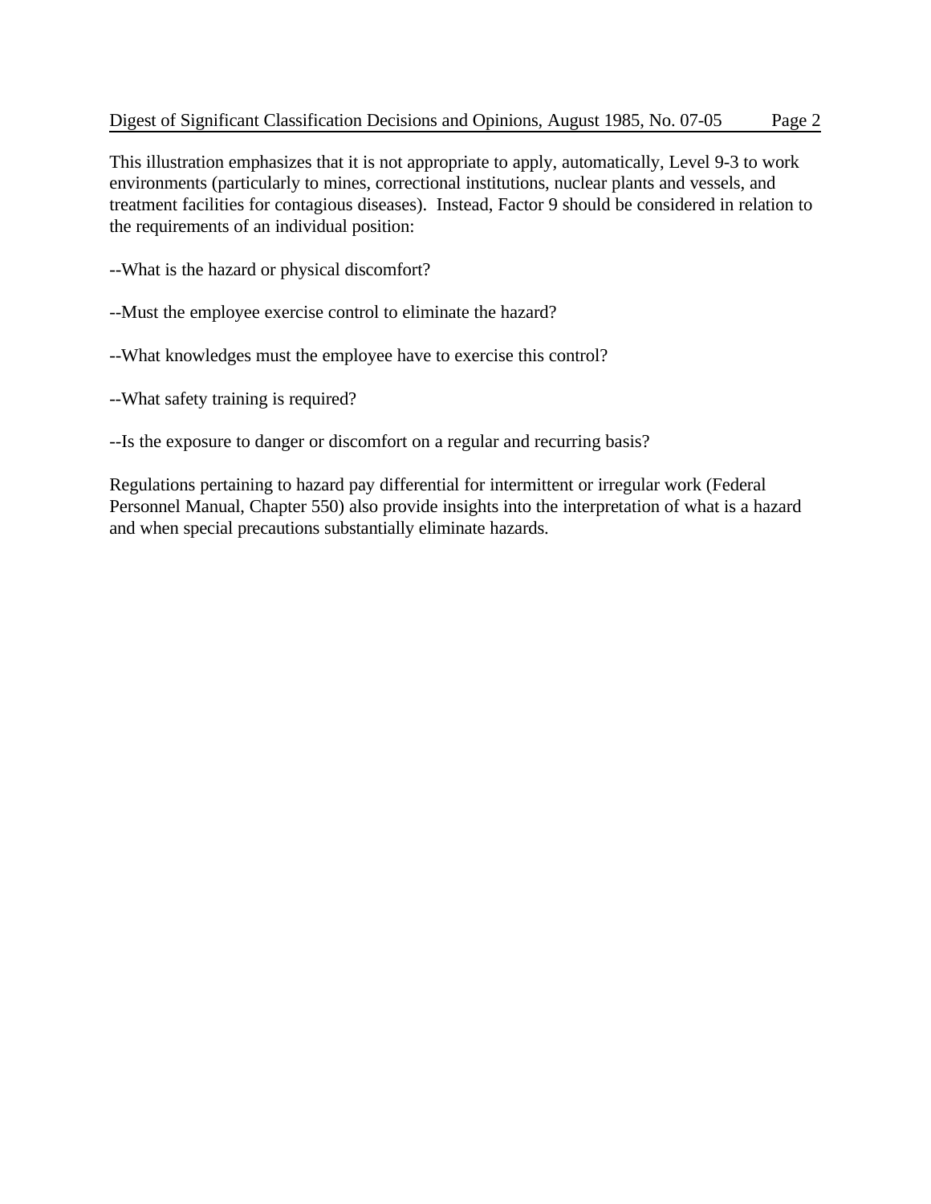This illustration emphasizes that it is not appropriate to apply, automatically, Level 9-3 to work environments (particularly to mines, correctional institutions, nuclear plants and vessels, and treatment facilities for contagious diseases). Instead, Factor 9 should be considered in relation to the requirements of an individual position:

--What is the hazard or physical discomfort?

--Must the employee exercise control to eliminate the hazard?

--What knowledges must the employee have to exercise this control?

--What safety training is required?

--Is the exposure to danger or discomfort on a regular and recurring basis?

Regulations pertaining to hazard pay differential for intermittent or irregular work (Federal Personnel Manual, Chapter 550) also provide insights into the interpretation of what is a hazard and when special precautions substantially eliminate hazards.